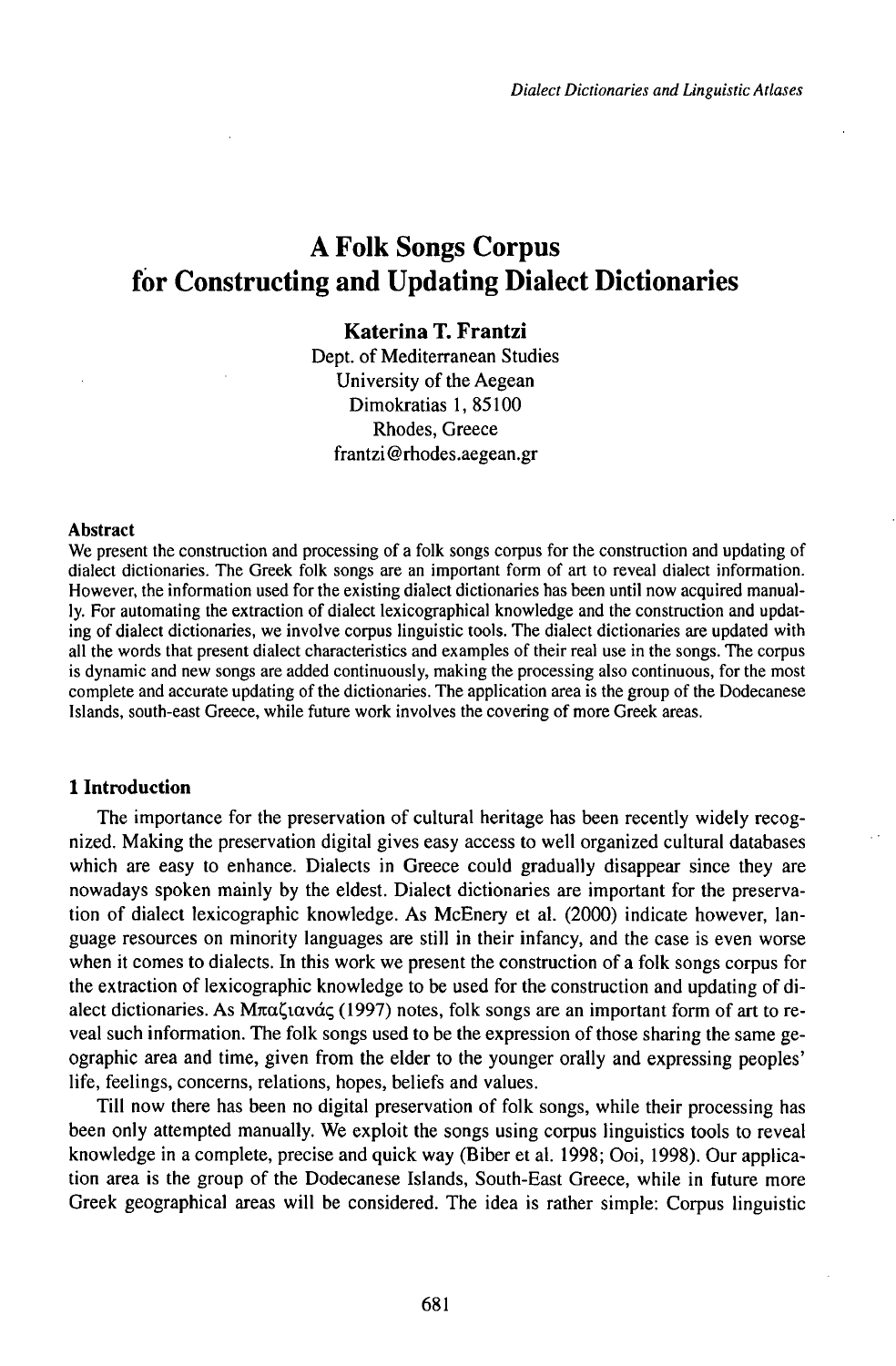# A Folk Songs Corpus for Constructing and Updating Dialect Dictionaries

**Katerina T. Frantzi**
Dept. of Mediterranean Studies
University of the Aegean
Dimokratias 1, 85100
Rhodes, Greece
frantzi@rhodes.aegean.gr

### Abstract

We present the construction and processing of a folk songs corpus for the construction and updating of dialect dictionaries. The Greek folk songs are an important form of art to reveal dialect information. However, the information used for the existing dialect dictionaries has been until now acquired manually. For automating the extraction of dialect lexicographical knowledge and the construction and updating of dialect dictionaries, we involve corpus linguistic tools. The dialect dictionaries are updated with all the words that present dialect characteristics and examples of their real use in the songs. The corpus is dynamic and new songs are added continuously, making the processing also continuous, for the most complete and accurate updating of the dictionaries. The application area is the group of the Dodecanese Islands, south-east Greece, while future work involves the covering of more Greek areas.

## 1 Introduction

The importance for the preservation of cultural heritage has been recently widely recognized. Making the preservation digital gives easy access to well organized cultural databases which are easy to enhance. Dialects in Greece could gradually disappear since they are nowadays spoken mainly by the eldest. Dialect dictionaries are important for the preservation of dialect lexicographic knowledge. As McEnery et al. (2000) indicate however, language resources on minority languages are still in their infancy, and the case is even worse when it comes to dialects. In this work we present the construction of a folk songs corpus for the extraction of lexicographic knowledge to be used for the construction and updating of dialect dictionaries. As Μπαζιανάς (1997) notes, folk songs are an important form of art to reveal such information. The folk songs used to be the expression of those sharing the same geographic area and time, given from the elder to the younger orally and expressing peoples' life, feelings, concerns, relations, hopes, beliefs and values.

Till now there has been no digital preservation of folk songs, while their processing has been only attempted manually. We exploit the songs using corpus linguistics tools to reveal knowledge in a complete, precise and quick way (Biber et al. 1998; Ooi, 1998). Our application area is the group of the Dodecanese Islands, South-East Greece, while in future more Greek geographical areas will be considered. The idea is rather simple: Corpus linguistic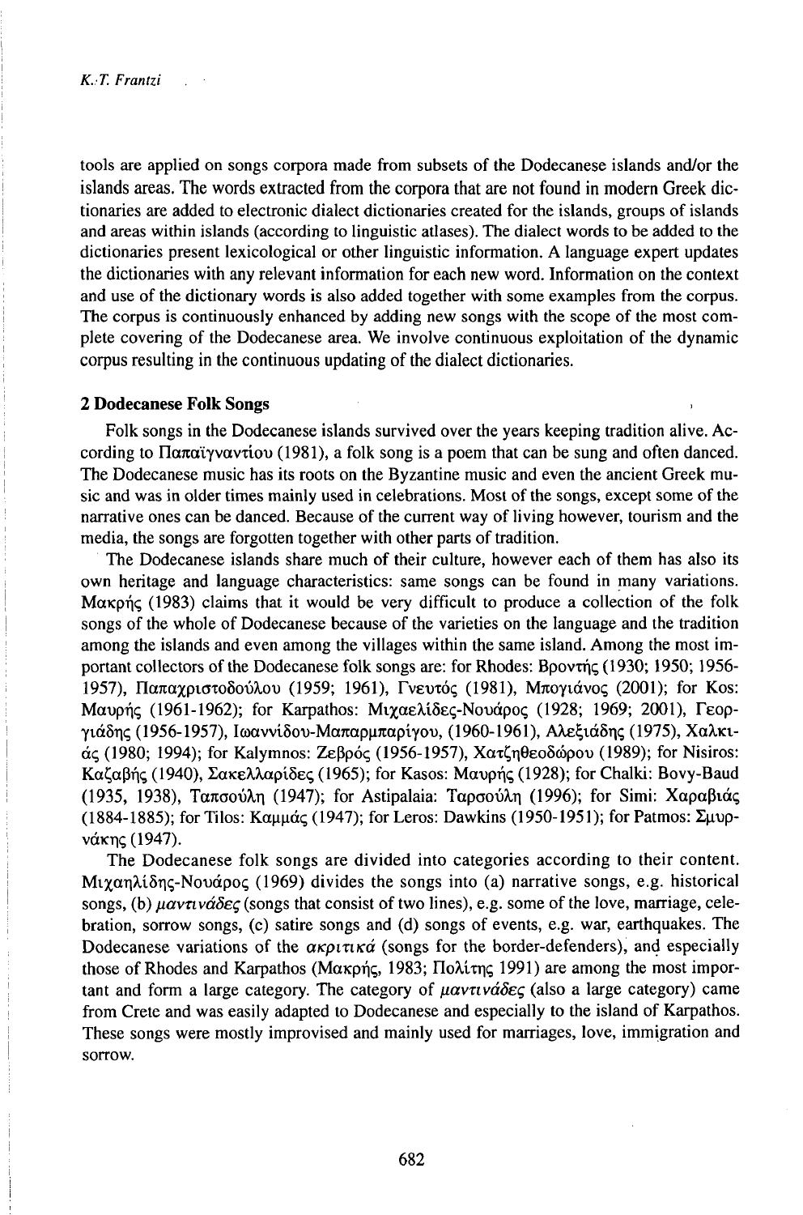tools are applied on songs corpora made from subsets of the Dodecanese islands and/or the islands areas. The words extracted from the corpora that are not found in modern Greek dictionaries are added to electronic dialect dictionaries created for the islands, groups of islands and areas within islands (according to linguistic atlases). The dialect words to be added to the dictionaries present lexicological or other linguistic information. A language expert updates the dictionaries with any relevant information for each new word. Information on the context and use of the dictionary words is also added together with some examples from the corpus. The corpus is continuously enhanced by adding new songs with the scope of the most complete covering of the Dodecanese area. We involve continuous exploitation of the dynamic corpus resulting in the continuous updating of the dialect dictionaries.

## 2 Dodecanese Folk Songs

Folk songs in the Dodecanese islands survived over the years keeping tradition alive. According to Παπαϊγναντίου (1981), a folk song is a poem that can be sung and often danced. The Dodecanese music has its roots on the Byzantine music and even the ancient Greek music and was in older times mainly used in celebrations. Most of the songs, except some of the narrative ones can be danced. Because of the current way of living however, tourism and the media, the songs are forgotten together with other parts of tradition.

The Dodecanese islands share much of their culture, however each of them has also its own heritage and language characteristics: same songs can be found in many variations. Μακρής (1983) claims that it would be very difficult to produce a collection of the folk songs of the whole of Dodecanese because of the varieties on the language and the tradition among the islands and even among the villages within the same island. Among the most important collectors of the Dodecanese folk songs are: for Rhodes: Βροντής (1930; 1950; 1956-1957), Παπαχριστοδούλου (1959; 1961), Γνευτός (1981), Μπογιάνος (2001); for Kos: Μαυρής (1961-1962); for Karpathos: Μιχαελίδες-Νουάρος (1928; 1969; 2001), Γεοργιάδης (1956-1957), Ιωαννίδου-Μπαρμπαρίγου, (1960-1961), Αλεξιάδης (1975), Χαλκιάς (1980; 1994); for Kalymnos: Ζεβρός (1956-1957), Χατζηθεοδώρου (1989); for Nisiros: Καζαβής (1940), Σακελλαρίδες (1965); for Kasos: Μαυρής (1928); for Chalki: Bovy-Baud (1935, 1938), Ταπσούλη (1947); for Astipalaia: Ταρσούλη (1996); for Simi: Χαραβιάς (1884-1885); for Tilos: Καμμάς (1947); for Leros: Dawkins (1950-1951); for Patmos: Σμυρνάκης (1947).

The Dodecanese folk songs are divided into categories according to their content. Μιχαηλίδης-Νουάρος (1969) divides the songs into (a) narrative songs, e.g. historical songs, (b) *μαντινάδες* (songs that consist of two lines), e.g. some of the love, marriage, celebration, sorrow songs, (c) satire songs and (d) songs of events, e.g. war, earthquakes. The Dodecanese variations of the *ακριτικά* (songs for the border-defenders), and especially those of Rhodes and Karpathos (Μακρής, 1983; Πολίτης 1991) are among the most important and form a large category. The category of *μαντινάδες* (also a large category) came from Crete and was easily adapted to Dodecanese and especially to the island of Karpathos. These songs were mostly improvised and mainly used for marriages, love, immigration and sorrow.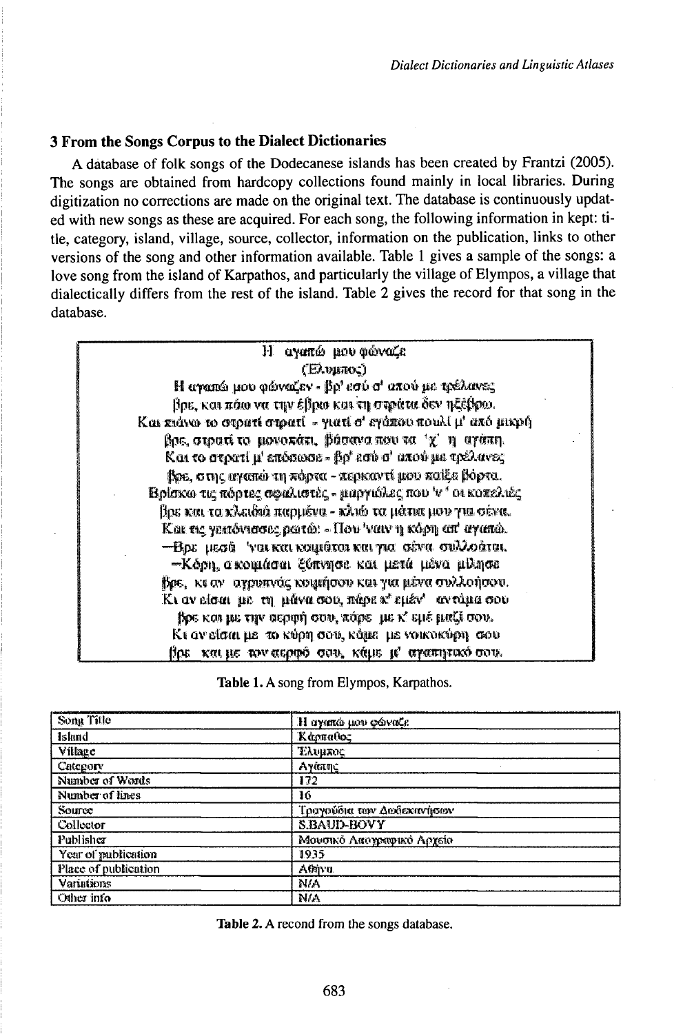## 3 From the Songs Corpus to the Dialect Dictionaries

A database of folk songs of the Dodecanese islands has been created by Frantzi (2005). The songs are obtained from hardcopy collections found mainly in local libraries. During digitization no corrections are made on the original text. The database is continuously updated with new songs as these are acquired. For each song, the following information in kept: title, category, island, village, source, collector, information on the publication, links to other versions of the song and other information available. Table 1 gives a sample of the songs: a love song from the island of Karpathos, and particularly the village of Elympos, a village that dialectically differs from the rest of the island. Table 2 gives the record for that song in the database.

| Η αγαπώ μου φώναζε<br>(Έλυμπος) |
|---|
| Η αγαπώ μου φώναζεν - βρ' εσύ σ' αποὺ με τρέλανες<br>βρε, και πάω να την έβρω και τη στράτα δεν ηξέβρω.<br>Και πιάνω το στρατί στρατί - γιατί σ' εγάπου πουλί μ' από μικρή<br>βρε, στρατί το μονοπάτι, βάστα που τα 'χ' η αγάπη.<br>Και το στρατί μ' επόσωσε - βρ' εσύ σ' αποὺ με τρέλανες<br>βρε, στης αγαπώ τη πόρτα - περκαντί μου παίξε βόρτα.<br>Βρίσκω τις πόρτες σφαλιστές - μαργιόλες που 'ν' οι κοπελιές<br>βρε και τα κλειδιά παρμένα - κλαίω τα μάτια μου για σένα.<br>Και τις γειτόνισσες ρωτώ: - Που 'ναιν η κόρη απ' αγαπώ.<br>—Βρε μεσά 'ναι και κοιμάται και για σένα συλλοάται.<br>—Κόρη, α κοιμάσαι ξύπνησε και μετά μένα μίλησε<br>βρε, κι αν αγρυπνάς κοιμήσου και για μένα συλλοήσου.<br>Κι αν είσαι με τη μάνα σου, πάρε κ' εμέν' αντάμα σου<br>βρε και με την αερφή σου, πάρε με κ' εμέ μαζί σου.<br>Κι αν είσαι με το κύρη σου, κάμε με νοικοκύρη σου<br>βρε και με τον αερφό σου, κάμε μ' αγαπητικό σου. |

Table 1. A song from Elympos, Karpathos.

| Song Title | Η αγαπώ μου φώναζε |
|---|---|
| Island | Κάρπαθος |
| Village | Έλυμπος |
| Category | Αγάπης |
| Number of Words | 172 |
| Number of lines | 16 |
| Source | Τραγούδια των Δωδεκανήσων |
| Collector | S.BAUD-BOVY |
| Publisher | Μουσικό Λαογραφικό Αρχείο |
| Year of publication | 1935 |
| Place of publication | Αθήνα |
| Variations | N/A |
| Other info | N/A |

Table 2. A record from the songs database.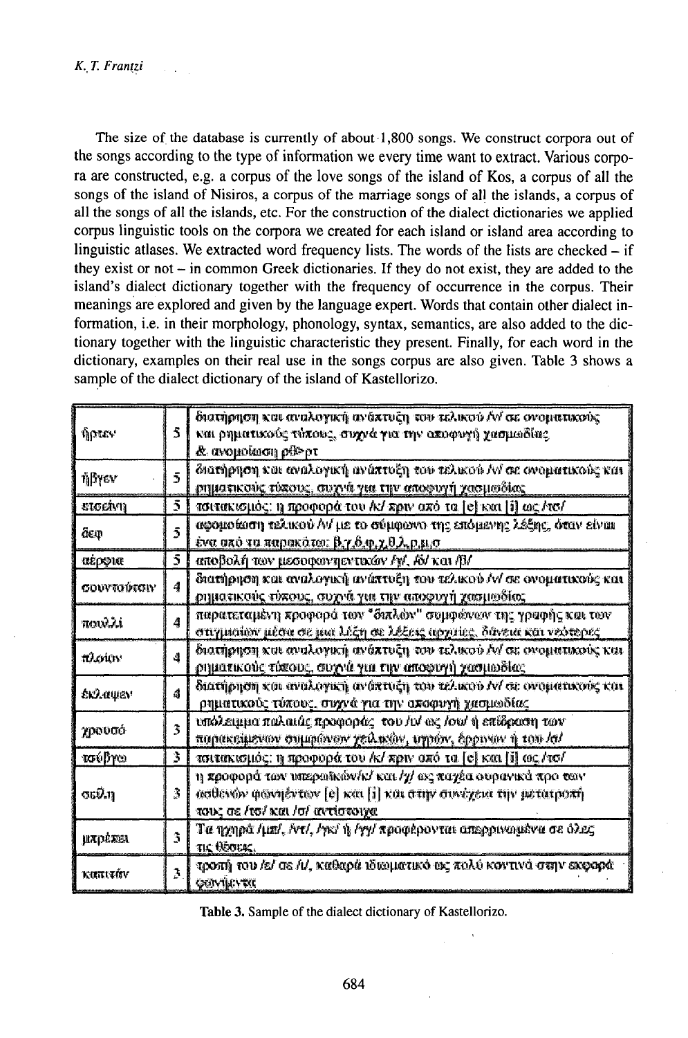The size of the database is currently of about 1,800 songs. We construct corpora out of the songs according to the type of information we every time want to extract. Various corpora are constructed, e.g. a corpus of the love songs of the island of Kos, a corpus of all the songs of the island of Nisiros, a corpus of the marriage songs of all the islands, a corpus of all the songs of all the islands, etc. For the construction of the dialect dictionaries we applied corpus linguistic tools on the corpora we created for each island or island area according to linguistic atlases. We extracted word frequency lists. The words of the lists are checked – if they exist or not – in common Greek dictionaries. If they do not exist, they are added to the island's dialect dictionary together with the frequency of occurrence in the corpus. Their meanings are explored and given by the language expert. Words that contain other dialect information, i.e. in their morphology, phonology, syntax, semantics, are also added to the dictionary together with the linguistic characteristic they present. Finally, for each word in the dictionary, examples on their real use in the songs corpus are also given. Table 3 shows a sample of the dialect dictionary of the island of Kastellorizo.

| | | |
|---|---|---|
| ἦρτεν | 5 | διατήρηση και αναλογική ανάπτυξη του τελικού /ν/ σε ονοματικούς και ρηματικούς τύπους, συχνά για την αποφυγή χασμωδίας & ανομοίωση ρθ>ρτ |
| ἦβγεν | 5 | διατήρηση και αναλογική ανάπτυξη του τελικού /ν/ σε ονοματικούς και ρηματικούς τύπους, συχνά για την αποφυγή χασμωδίας |
| τσείνη | 5 | τσιτακισμός: η προφορά του /k/ πριν από τα [e] και [i] ως /τσ/ |
| δεφ | 5 | αφομοίωση τελικού /ν/ με το σύμφωνο της επόμενης λέξης, όταν είναι ένα από τα παρακάτω: β,γ,δ,φ,χ,θ,λ,ρ,μ,σ |
| αέρφια | 5 | αποβολή των μεσοφωνηεντικών /γ/, /δ/ και /β/ |
| σουντούτον | 4 | διατήρηση και αναλογική ανάπτυξη του τελικού /ν/ σε ονοματικούς και ρηματικούς τύπους, συχνά για την αποφυγή χασμωδίας |
| πουλλί | 4 | παρατεταμένη προφορά των "διπλών" συμφώνων της γραφής και των στιγμιαίων μέσα σε μια λέξη σε λέξεις αρχαίες, δάνεια και νεότερες |
| πλοίον | 4 | διατήρηση και αναλογική ανάπτυξη του τελικού /ν/ σε ονοματικούς και ρηματικούς τύπους, συχνά για την αποφυγή χασμωδίας |
| ἐκλαψεν | 4 | διατήρηση και αναλογική ανάπτυξη του τελικού /ν/ σε ονοματικούς και ρηματικούς τύπους, συχνά για την αποφυγή χασμωδίας |
| χρουσό | 3 | υπόλειμμα παλαιάς προφοράς του /υ/ ως /ου/ ή επίδραση των παρακείμενων συμφώνων χειλικών, υγρών, έρρινων ή του /σ/ |
| τσύβγω | 3 | τσιτακισμός: η προφορά του /k/ πριν από τα [e] και [i] ως /τσ/ |
| σσύλη | 3 | η προφορά των υπερωικών/k/ και /γ/ ως παχέα ουρανικά προ των ασθενών φωνηέντων [e] και [i] και στην συνέχεια την μετατροπή τους σε /τσ/ και /σ/ αντίστοιχα |
| μπρέπει | 3 | Τα ηχηρά /μπ/, /ντ/, /γκ/ ή /γγ/ προφέρονται απερρινωμένα σε όλες τις θέσεις. |
| καπιτάν | 3 | τροπή του /ε/ σε /ι/, καθαρά ιδιωματικό ως πολύ κοντινά στην εκφορά φωνήεντα |

**Table 3.** Sample of the dialect dictionary of Kastellorizo.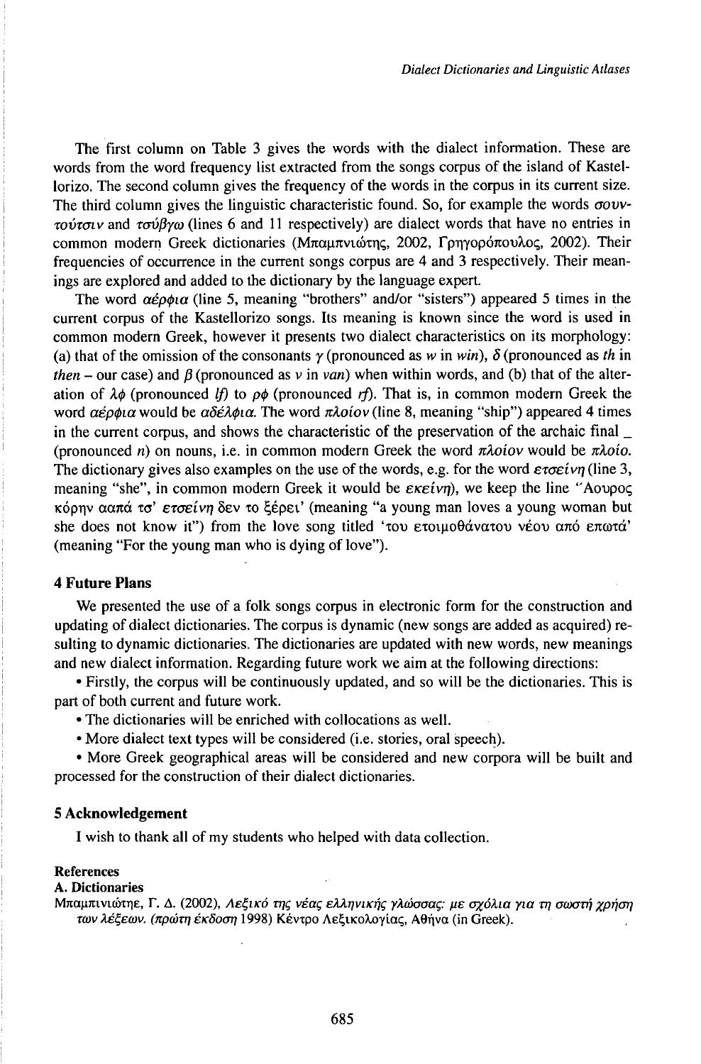The first column on Table 3 gives the words with the dialect information. These are words from the word frequency list extracted from the songs corpus of the island of Kastellorizo. The second column gives the frequency of the words in the corpus in its current size. The third column gives the linguistic characteristic found. So, for example the words *σουντούτσιν* and *τσύβγω* (lines 6 and 11 respectively) are dialect words that have no entries in common modern Greek dictionaries (Μπαμπινιώτης, 2002, Γρηγορόπουλος, 2002). Their frequencies of occurrence in the current songs corpus are 4 and 3 respectively. Their meanings are explored and added to the dictionary by the language expert.

The word *αέρφια* (line 5, meaning "brothers" and/or "sisters") appeared 5 times in the current corpus of the Kastellorizo songs. Its meaning is known since the word is used in common modern Greek, however it presents two dialect characteristics on its morphology: (a) that of the omission of the consonants *γ* (pronounced as *w* in *win*), *δ* (pronounced as *th* in *then* – our case) and *β* (pronounced as *v* in *van*) when within words, and (b) that of the alteration of *λφ* (pronounced *lf*) to *ρφ* (pronounced *rf*). That is, in common modern Greek the word *αέρφια* would be *αδέλφια*. The word *πλοίον* (line 8, meaning "ship") appeared 4 times in the current corpus, and shows the characteristic of the preservation of the archaic final _ (pronounced *n*) on nouns, i.e. in common modern Greek the word *πλοίον* would be *πλοίο*. The dictionary gives also examples on the use of the words, e.g. for the word *ετσείνη* (line 3, meaning "she", in common modern Greek it would be *εκείνη*), we keep the line "Άουρος κόρην αοπά τσ' *ετσείνη* δεν το ξέρει' (meaning "a young man loves a young woman but she does not know it") from the love song titled 'του ετοιμοθάνατου νέου από επωτά' (meaning "For the young man who is dying of love").

## 4 Future Plans

We presented the use of a folk songs corpus in electronic form for the construction and updating of dialect dictionaries. The corpus is dynamic (new songs are added as acquired) resulting to dynamic dictionaries. The dictionaries are updated with new words, new meanings and new dialect information. Regarding future work we aim at the following directions:

- Firstly, the corpus will be continuously updated, and so will be the dictionaries. This is part of both current and future work.
- The dictionaries will be enriched with collocations as well.
- More dialect text types will be considered (i.e. stories, oral speech).
- More Greek geographical areas will be considered and new corpora will be built and processed for the construction of their dialect dictionaries.

## 5 Acknowledgement

I wish to thank all of my students who helped with data collection.

### References

**A. Dictionaries**

Μπαμπινιώτης, Γ. Δ. (2002), *Λεξικό της νέας ελληνικής γλώσσας: με σχόλια για τη σωστή χρήση των λέξεων. (πρώτη έκδοση* 1998) Κέντρο Λεξικολογίας, Αθήνα (in Greek).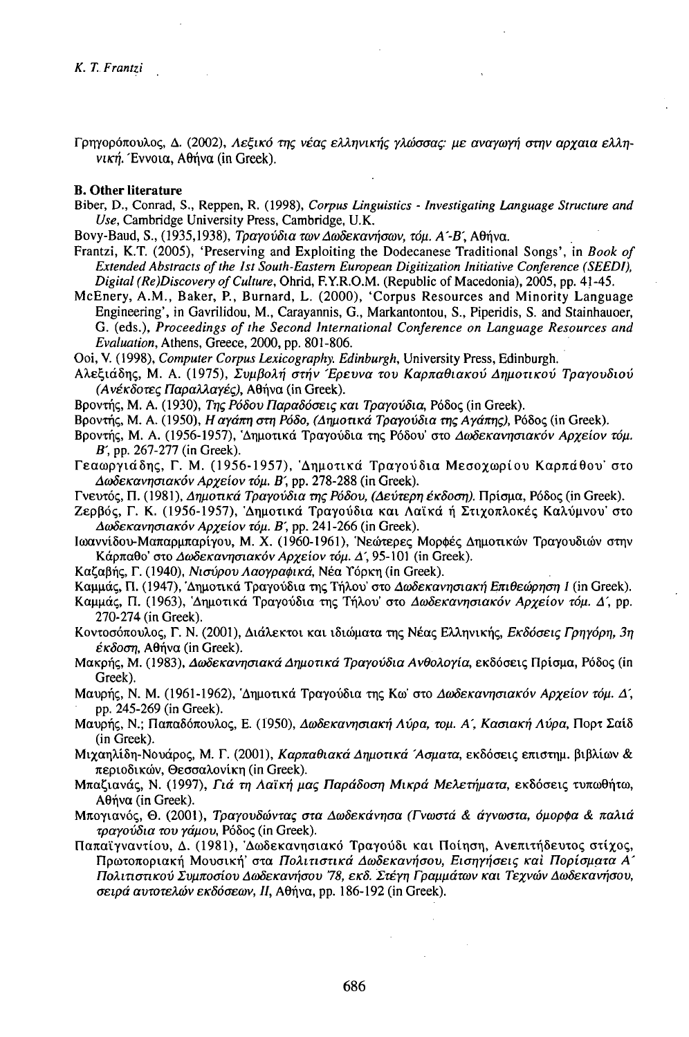Γρηγορόπουλος, Δ. (2002), *Λεξικό της νέας ελληνικής γλώσσας: με αναγωγή στην αρχαια ελληνική*. Έννοια, Αθήνα (in Greek).

**B. Other literature**

Biber, D., Conrad, S., Reppen, R. (1998), *Corpus Linguistics - Investigating Language Structure and Use*, Cambridge University Press, Cambridge, U.K.

Bovy-Baud, S., (1935,1938), *Τραγούδια των Δωδεκανήσων, τόμ. Α΄-Β΄*, Αθήνα.

Frantzi, K.T. (2005), 'Preserving and Exploiting the Dodecanese Traditional Songs', in *Book of Extended Abstracts of the 1st South-Eastern European Digitization Initiative Conference (SEEDI), Digital (Re)Discovery of Culture*, Ohrid, F.Y.R.O.M. (Republic of Macedonia), 2005, pp. 41-45.

McEnery, A.M., Baker, P., Burnard, L. (2000), 'Corpus Resources and Minority Language Engineering', in Gavrilidou, M., Carayannis, G., Markantontou, S., Piperidis, S. and Stainhauoer, G. (eds.), *Proceedings of the Second International Conference on Language Resources and Evaluation*, Athens, Greece, 2000, pp. 801-806.

Ooi, V. (1998), *Computer Corpus Lexicography. Edinburgh*, University Press, Edinburgh.

Αλεξιάδης, Μ. Α. (1975), *Συμβολή στήν Έρευνα του Καρπαθιακού Δημοτικού Τραγουδιού (Ανέκδοτες Παραλλαγές)*, Αθήνα (in Greek).

Βροντής, Μ. Α. (1930), *Της Ρόδου Παραδόσεις και Τραγούδια*, Ρόδος (in Greek).

Βροντής, Μ. Α. (1950), *Η αγάπη στη Ρόδο, (Δημοτικά Τραγούδια της Αγάπης)*, Ρόδος (in Greek).

Βροντής, Μ. Α. (1956-1957), 'Δημοτικά Τραγούδια της Ρόδου' στο *Δωδεκανησιακόν Αρχείον τόμ. Β΄*, pp. 267-277 (in Greek).

Γεαωργιάδης, Γ. Μ. (1956-1957), 'Δημοτικά Τραγούδια Μεσοχωρίου Καρπάθου' στο *Δωδεκανησιακόν Αρχείον τόμ. Β΄*, pp. 278-288 (in Greek).

Γνευτός, Π. (1981), *Δημοτικά Τραγούδια της Ρόδου, (Δεύτερη έκδοση)*. Πρίσμα, Ρόδος (in Greek).

Ζερβός, Γ. Κ. (1956-1957), 'Δημοτικά Τραγούδια και Λαϊκά ή Στιχοπλοκές Καλύμνου' στο *Δωδεκανησιακόν Αρχείον τόμ. Β΄*, pp. 241-266 (in Greek).

Ιωαννίδου-Μπαρμπαρίγου, Μ. Χ. (1960-1961), 'Νεώτερες Μορφές Δημοτικών Τραγουδιών στην Κάρπαθο' στο *Δωδεκανησιακόν Αρχείον τόμ. Δ΄*, 95-101 (in Greek).

Καζαβής, Γ. (1940), *Νισύρου Λαογραφικά*, Νέα Υόρκη (in Greek).

Καμμάς, Π. (1947), 'Δημοτικά Τραγούδια της Τήλου' στο *Δωδεκανησιακή Επιθεώρηση 1* (in Greek).

Καμμάς, Π. (1963), 'Δημοτικά Τραγούδια της Τήλου' στο *Δωδεκανησιακόν Αρχείον τόμ. Δ΄*, pp. 270-274 (in Greek).

Κοντοσόπουλος, Γ. Ν. (2001), Διάλεκτοι και ιδιώματα της Νέας Ελληνικής, *Εκδόσεις Γρηγόρη, 3η έκδοση*, Αθήνα (in Greek).

Μακρής, Μ. (1983), *Δωδεκανησιακά Δημοτικά Τραγούδια Ανθολογία*, εκδόσεις Πρίσμα, Ρόδος (in Greek).

Μαυρής, Ν. Μ. (1961-1962), 'Δημοτικά Τραγούδια της Κω' στο *Δωδεκανησιακόν Αρχείον τόμ. Δ΄*, pp. 245-269 (in Greek).

Μαυρής, Ν.; Παπαδόπουλος, Ε. (1950), *Δωδεκανησιακή Λύρα, τομ. Α΄, Κασιακή Λύρα*, Πορτ Σαίδ (in Greek).

Μιχαηλίδη-Νουάρος, Μ. Γ. (2001), *Καρπαθιακά Δημοτικά Άσματα*, εκδόσεις επιστημ. βιβλίων & περιοδικών, Θεσσαλονίκη (in Greek).

Μπαζιανάς, Ν. (1997), *Γιά τη Λαϊκή μας Παράδοση Μικρά Μελετήματα*, εκδόσεις τυπωθήτω, Αθήνα (in Greek).

Μπογιανός, Θ. (2001), *Τραγουδώντας στα Δωδεκάνησα (Γνωστά & άγνωστα, όμορφα & παλιά τραγούδια του γάμου*, Ρόδος (in Greek).

Παπαϊγναντίου, Δ. (1981), 'Δωδεκανησιακό Τραγούδι και Ποίηση, Ανεπιτήδευτος στίχος, Πρωτοποριακή Μουσική' στα *Πολιτιστικά Δωδεκανήσου, Εισηγήσεις καί Πορίσματα Α΄ Πολιτιστικού Συμποσίου Δωδεκανήσου '78, εκδ. Στέγη Γραμμάτων και Τεχνών Δωδεκανήσου, σειρά αυτοτελών εκδόσεων, ΙΙ*, Αθήνα, pp. 186-192 (in Greek).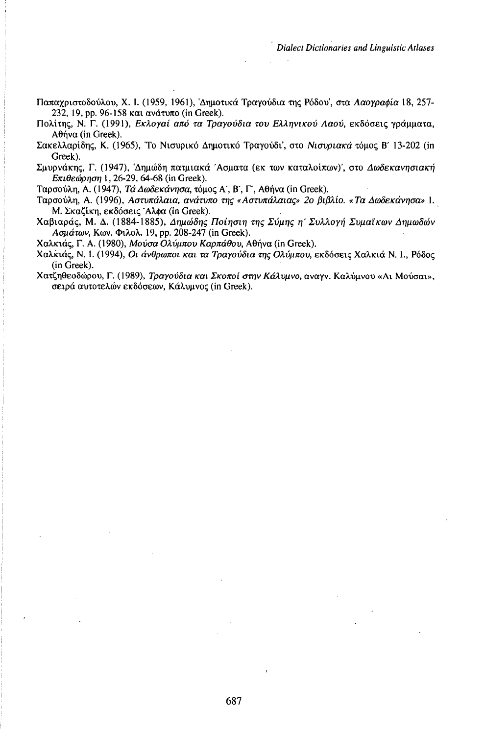Παπαχριστοδούλου, Χ. Ι. (1959, 1961), 'Δημοτικά Τραγούδια της Ρόδου', στα *Λαογραφία* 18, 257-232, 19, pp. 96-158 και ανάτυπο (in Greek).

Πολίτης, Ν. Γ. (1991), *Εκλογαί από τα Τραγούδια του Ελληνικού Λαού*, εκδόσεις γράμματα, Αθήνα (in Greek).

Σακελλαρίδης, Κ. (1965), 'Το Νισυρικό Δημοτικό Τραγούδι', στο *Νισυριακά* τόμος Β' 13-202 (in Greek).

Σμυρνάκης, Γ. (1947), 'Δημώδη πατμιακά 'Ασματα (εκ των καταλοίπων)', στο *Δωδεκανησιακή Επιθεώρηση* 1, 26-29, 64-68 (in Greek).

Ταρσούλη, Α. (1947), *Τά Δωδεκάνησα*, τόμος Α', Β', Γ', Αθήνα (in Greek).

Ταρσούλη, Α. (1996), *Αστυπάλαια, ανάτυπο της «Αστυπάλαιας» 2ο βιβλίο. «Τα Δωδεκάνησα»* Ι. Μ. Σκαζίκη, εκδόσεις 'Αλφα (in Greek).

Χαβιαράς, Μ. Δ. (1884-1885), *Δημώδης Ποίησιη της Σύμης η' Συλλογή Συμαϊκων Δημωδών Ασμάτων*, Κων. Φιλολ. 19, pp. 208-247 (in Greek).

Χαλκιάς, Γ. Α. (1980), *Μούσα Ολύμπου Καρπάθου*, Αθήνα (in Greek).

Χαλκιάς, Ν. Ι. (1994), *Οι άνθρωποι και τα Τραγούδια της Ολύμπου*, εκδόσεις Χαλκιά Ν. Ι., Ρόδος (in Greek).

Χατζηθεοδώρου, Γ. (1989), *Τραγούδια και Σκοποί στην Κάλυμνο*, αναγν. Καλύμνου «Αι Μούσαι», σειρά αυτοτελών εκδόσεων, Κάλυμνος (in Greek).